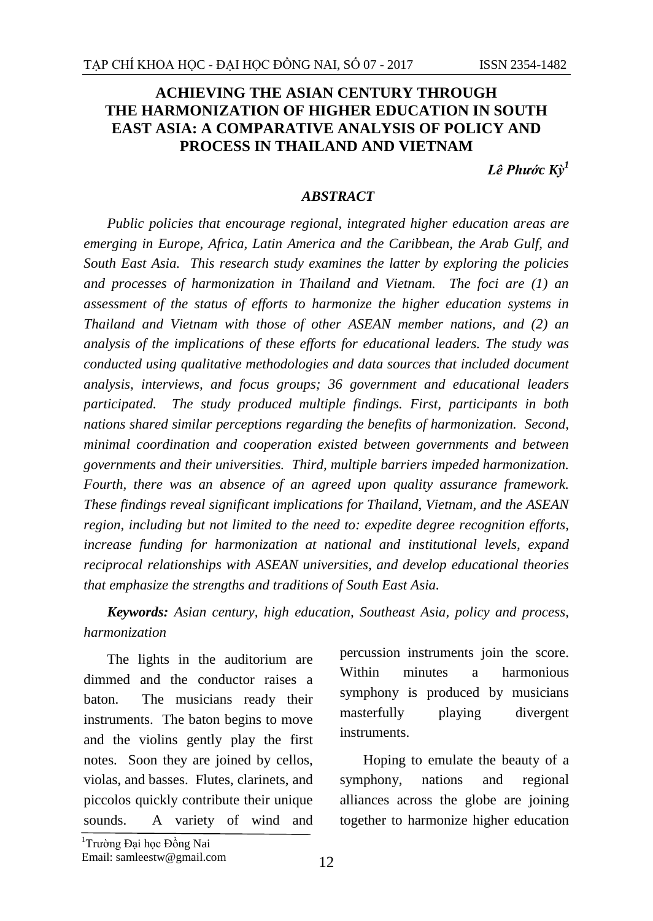# ACHIEVING THE ASIAN CENTURY THROUGH THE HARMONIZATION OF HIGHER EDUCATION IN SOUTH EAST ASIA: A COMPARATIVE ANALYSIS OF POLICY AND PROCESS IN THAILAND AND VIETNAM

***Lê Phước Kỳ*[1]**

### *ABSTRACT*

*Public policies that encourage regional, integrated higher education areas are emerging in Europe, Africa, Latin America and the Caribbean, the Arab Gulf, and South East Asia. This research study examines the latter by exploring the policies and processes of harmonization in Thailand and Vietnam. The foci are (1) an assessment of the status of efforts to harmonize the higher education systems in Thailand and Vietnam with those of other ASEAN member nations, and (2) an analysis of the implications of these efforts for educational leaders. The study was conducted using qualitative methodologies and data sources that included document analysis, interviews, and focus groups; 36 government and educational leaders participated. The study produced multiple findings. First, participants in both nations shared similar perceptions regarding the benefits of harmonization. Second, minimal coordination and cooperation existed between governments and between governments and their universities. Third, multiple barriers impeded harmonization. Fourth, there was an absence of an agreed upon quality assurance framework. These findings reveal significant implications for Thailand, Vietnam, and the ASEAN region, including but not limited to the need to: expedite degree recognition efforts, increase funding for harmonization at national and institutional levels, expand reciprocal relationships with ASEAN universities, and develop educational theories that emphasize the strengths and traditions of South East Asia.*

***Keywords:*** *Asian century, high education, Southeast Asia, policy and process, harmonization*

The lights in the auditorium are dimmed and the conductor raises a baton. The musicians ready their instruments. The baton begins to move and the violins gently play the first notes. Soon they are joined by cellos, violas, and basses. Flutes, clarinets, and piccolos quickly contribute their unique sounds. A variety of wind and percussion instruments join the score. Within minutes a harmonious symphony is produced by musicians masterfully playing divergent instruments.

Hoping to emulate the beauty of a symphony, nations and regional alliances across the globe are joining together to harmonize higher education

[1]Trường Đại học Đồng Nai
Email: samleestw@gmail.com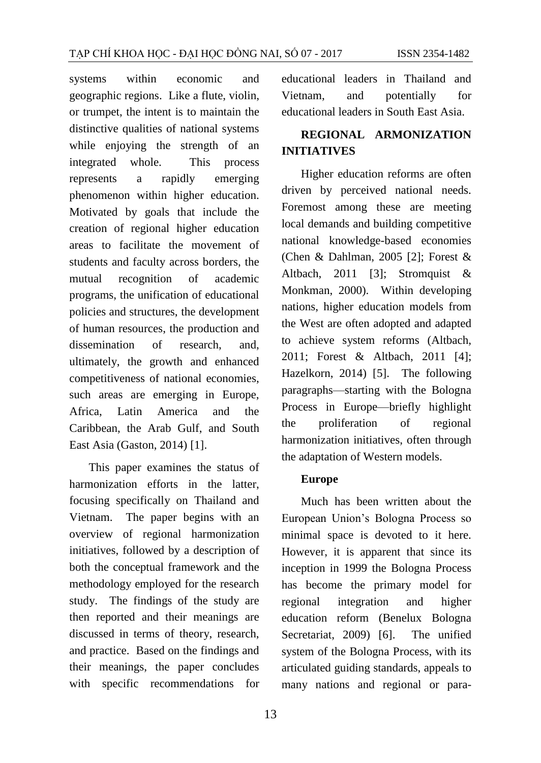systems within economic and geographic regions. Like a flute, violin, or trumpet, the intent is to maintain the distinctive qualities of national systems while enjoying the strength of an integrated whole. This process represents a rapidly emerging phenomenon within higher education. Motivated by goals that include the creation of regional higher education areas to facilitate the movement of students and faculty across borders, the mutual recognition of academic programs, the unification of educational policies and structures, the development of human resources, the production and dissemination of research, and, ultimately, the growth and enhanced competitiveness of national economies, such areas are emerging in Europe, Africa, Latin America and the Caribbean, the Arab Gulf, and South East Asia (Gaston, 2014) [1].

This paper examines the status of harmonization efforts in the latter, focusing specifically on Thailand and Vietnam. The paper begins with an overview of regional harmonization initiatives, followed by a description of both the conceptual framework and the methodology employed for the research study. The findings of the study are then reported and their meanings are discussed in terms of theory, research, and practice. Based on the findings and their meanings, the paper concludes with specific recommendations for educational leaders in Thailand and Vietnam, and potentially for educational leaders in South East Asia.

## REGIONAL ARMONIZATION INITIATIVES

Higher education reforms are often driven by perceived national needs. Foremost among these are meeting local demands and building competitive national knowledge-based economies (Chen & Dahlman, 2005 [2]; Forest & Altbach, 2011 [3]; Stromquist & Monkman, 2000). Within developing nations, higher education models from the West are often adopted and adapted to achieve system reforms (Altbach, 2011; Forest & Altbach, 2011 [4]; Hazelkorn, 2014) [5]. The following paragraphs—starting with the Bologna Process in Europe—briefly highlight the proliferation of regional harmonization initiatives, often through the adaptation of Western models.

### Europe

Much has been written about the European Union's Bologna Process so minimal space is devoted to it here. However, it is apparent that since its inception in 1999 the Bologna Process has become the primary model for regional integration and higher education reform (Benelux Bologna Secretariat, 2009) [6]. The unified system of the Bologna Process, with its articulated guiding standards, appeals to many nations and regional or para-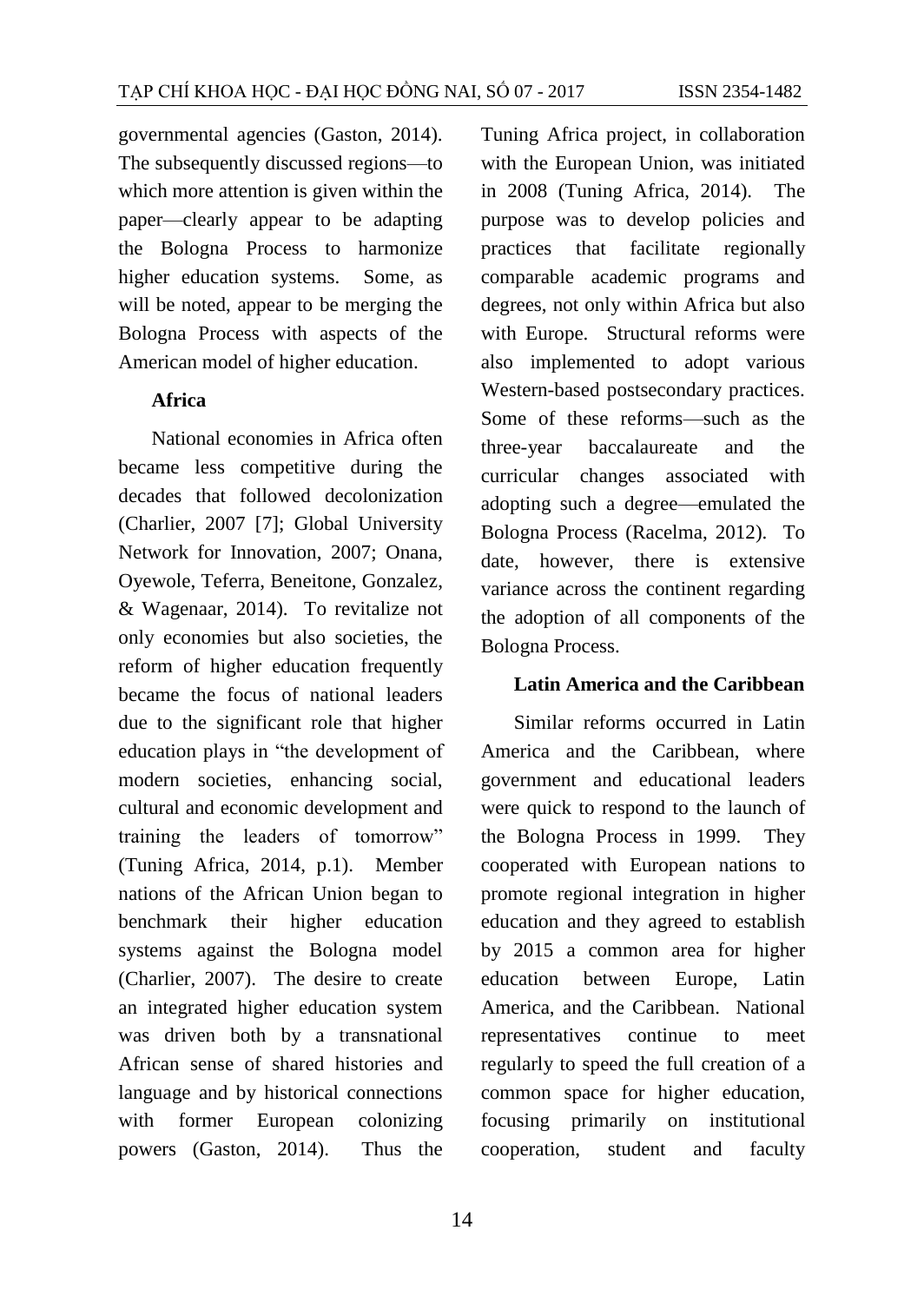governmental agencies (Gaston, 2014). The subsequently discussed regions—to which more attention is given within the paper—clearly appear to be adapting the Bologna Process to harmonize higher education systems. Some, as will be noted, appear to be merging the Bologna Process with aspects of the American model of higher education.

**Africa**

National economies in Africa often became less competitive during the decades that followed decolonization (Charlier, 2007 [7]; Global University Network for Innovation, 2007; Onana, Oyewole, Teferra, Beneitone, Gonzalez, & Wagenaar, 2014). To revitalize not only economies but also societies, the reform of higher education frequently became the focus of national leaders due to the significant role that higher education plays in "the development of modern societies, enhancing social, cultural and economic development and training the leaders of tomorrow" (Tuning Africa, 2014, p.1). Member nations of the African Union began to benchmark their higher education systems against the Bologna model (Charlier, 2007). The desire to create an integrated higher education system was driven both by a transnational African sense of shared histories and language and by historical connections with former European colonizing powers (Gaston, 2014). Thus the Tuning Africa project, in collaboration with the European Union, was initiated in 2008 (Tuning Africa, 2014). The purpose was to develop policies and practices that facilitate regionally comparable academic programs and degrees, not only within Africa but also with Europe. Structural reforms were also implemented to adopt various Western-based postsecondary practices. Some of these reforms—such as the three-year baccalaureate and the curricular changes associated with adopting such a degree—emulated the Bologna Process (Racelma, 2012). To date, however, there is extensive variance across the continent regarding the adoption of all components of the Bologna Process.

**Latin America and the Caribbean**

Similar reforms occurred in Latin America and the Caribbean, where government and educational leaders were quick to respond to the launch of the Bologna Process in 1999. They cooperated with European nations to promote regional integration in higher education and they agreed to establish by 2015 a common area for higher education between Europe, Latin America, and the Caribbean. National representatives continue to meet regularly to speed the full creation of a common space for higher education, focusing primarily on institutional cooperation, student and faculty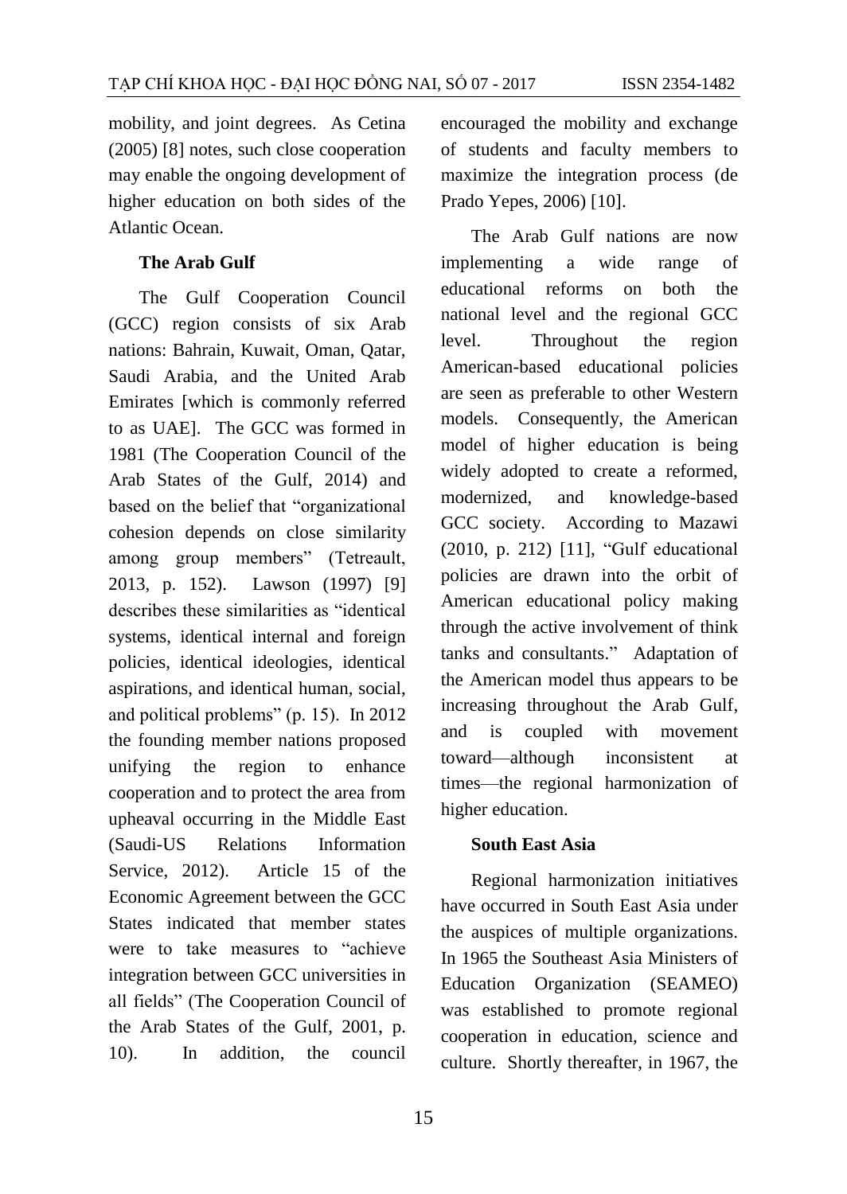mobility, and joint degrees. As Cetina (2005) [8] notes, such close cooperation may enable the ongoing development of higher education on both sides of the Atlantic Ocean.

### The Arab Gulf

The Gulf Cooperation Council (GCC) region consists of six Arab nations: Bahrain, Kuwait, Oman, Qatar, Saudi Arabia, and the United Arab Emirates [which is commonly referred to as UAE]. The GCC was formed in 1981 (The Cooperation Council of the Arab States of the Gulf, 2014) and based on the belief that "organizational cohesion depends on close similarity among group members" (Tetreault, 2013, p. 152). Lawson (1997) [9] describes these similarities as "identical systems, identical internal and foreign policies, identical ideologies, identical aspirations, and identical human, social, and political problems" (p. 15). In 2012 the founding member nations proposed unifying the region to enhance cooperation and to protect the area from upheaval occurring in the Middle East (Saudi-US Relations Information Service, 2012). Article 15 of the Economic Agreement between the GCC States indicated that member states were to take measures to "achieve integration between GCC universities in all fields" (The Cooperation Council of the Arab States of the Gulf, 2001, p. 10). In addition, the council encouraged the mobility and exchange of students and faculty members to maximize the integration process (de Prado Yepes, 2006) [10].

The Arab Gulf nations are now implementing a wide range of educational reforms on both the national level and the regional GCC level. Throughout the region American-based educational policies are seen as preferable to other Western models. Consequently, the American model of higher education is being widely adopted to create a reformed, modernized, and knowledge-based GCC society. According to Mazawi (2010, p. 212) [11], "Gulf educational policies are drawn into the orbit of American educational policy making through the active involvement of think tanks and consultants." Adaptation of the American model thus appears to be increasing throughout the Arab Gulf, and is coupled with movement toward—although inconsistent at times—the regional harmonization of higher education.

### South East Asia

Regional harmonization initiatives have occurred in South East Asia under the auspices of multiple organizations. In 1965 the Southeast Asia Ministers of Education Organization (SEAMEO) was established to promote regional cooperation in education, science and culture. Shortly thereafter, in 1967, the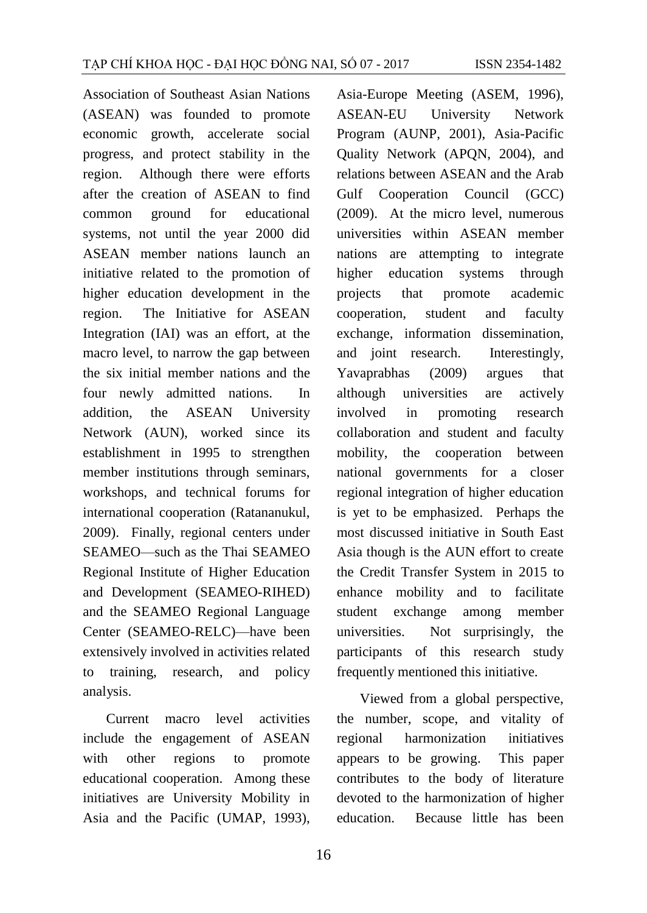Association of Southeast Asian Nations (ASEAN) was founded to promote economic growth, accelerate social progress, and protect stability in the region. Although there were efforts after the creation of ASEAN to find common ground for educational systems, not until the year 2000 did ASEAN member nations launch an initiative related to the promotion of higher education development in the region. The Initiative for ASEAN Integration (IAI) was an effort, at the macro level, to narrow the gap between the six initial member nations and the four newly admitted nations. In addition, the ASEAN University Network (AUN), worked since its establishment in 1995 to strengthen member institutions through seminars, workshops, and technical forums for international cooperation (Ratananukul, 2009). Finally, regional centers under SEAMEO—such as the Thai SEAMEO Regional Institute of Higher Education and Development (SEAMEO-RIHED) and the SEAMEO Regional Language Center (SEAMEO-RELC)—have been extensively involved in activities related to training, research, and policy analysis.

Current macro level activities include the engagement of ASEAN with other regions to promote educational cooperation. Among these initiatives are University Mobility in Asia and the Pacific (UMAP, 1993), Asia-Europe Meeting (ASEM, 1996), ASEAN-EU University Network Program (AUNP, 2001), Asia-Pacific Quality Network (APQN, 2004), and relations between ASEAN and the Arab Gulf Cooperation Council (GCC) (2009). At the micro level, numerous universities within ASEAN member nations are attempting to integrate higher education systems through projects that promote academic cooperation, student and faculty exchange, information dissemination, and joint research. Interestingly, Yavaprabhas (2009) argues that although universities are actively involved in promoting research collaboration and student and faculty mobility, the cooperation between national governments for a closer regional integration of higher education is yet to be emphasized. Perhaps the most discussed initiative in South East Asia though is the AUN effort to create the Credit Transfer System in 2015 to enhance mobility and to facilitate student exchange among member universities. Not surprisingly, the participants of this research study frequently mentioned this initiative.

Viewed from a global perspective, the number, scope, and vitality of regional harmonization initiatives appears to be growing. This paper contributes to the body of literature devoted to the harmonization of higher education. Because little has been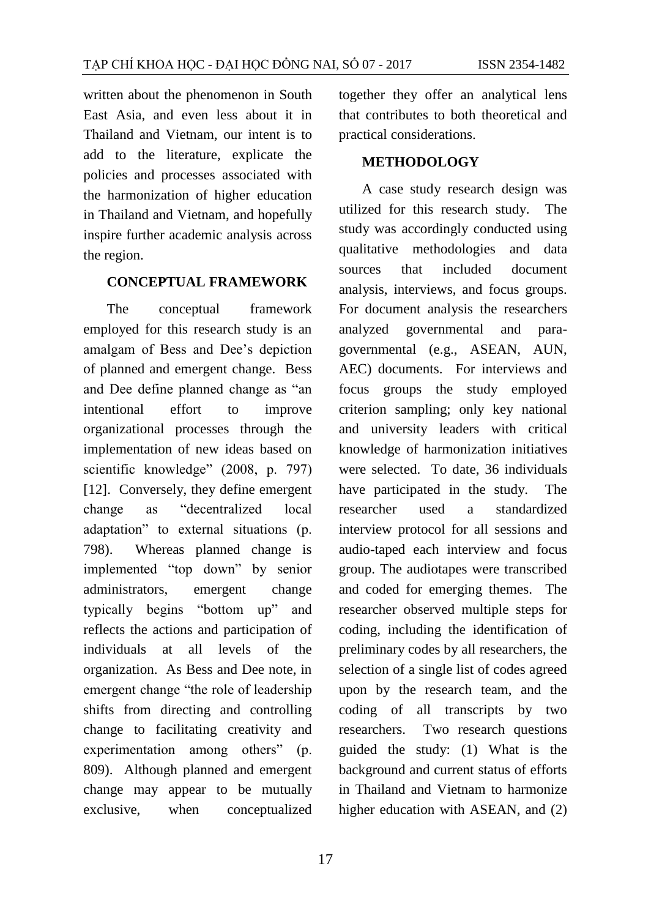written about the phenomenon in South East Asia, and even less about it in Thailand and Vietnam, our intent is to add to the literature, explicate the policies and processes associated with the harmonization of higher education in Thailand and Vietnam, and hopefully inspire further academic analysis across the region.

## CONCEPTUAL FRAMEWORK

The conceptual framework employed for this research study is an amalgam of Bess and Dee's depiction of planned and emergent change. Bess and Dee define planned change as "an intentional effort to improve organizational processes through the implementation of new ideas based on scientific knowledge" (2008, p. 797) [12]. Conversely, they define emergent change as "decentralized local adaptation" to external situations (p. 798). Whereas planned change is implemented "top down" by senior administrators, emergent change typically begins "bottom up" and reflects the actions and participation of individuals at all levels of the organization. As Bess and Dee note, in emergent change "the role of leadership shifts from directing and controlling change to facilitating creativity and experimentation among others" (p. 809). Although planned and emergent change may appear to be mutually exclusive, when conceptualized together they offer an analytical lens that contributes to both theoretical and practical considerations.

## METHODOLOGY

A case study research design was utilized for this research study. The study was accordingly conducted using qualitative methodologies and data sources that included document analysis, interviews, and focus groups. For document analysis the researchers analyzed governmental and para-governmental (e.g., ASEAN, AUN, AEC) documents. For interviews and focus groups the study employed criterion sampling; only key national and university leaders with critical knowledge of harmonization initiatives were selected. To date, 36 individuals have participated in the study. The researcher used a standardized interview protocol for all sessions and audio-taped each interview and focus group. The audiotapes were transcribed and coded for emerging themes. The researcher observed multiple steps for coding, including the identification of preliminary codes by all researchers, the selection of a single list of codes agreed upon by the research team, and the coding of all transcripts by two researchers. Two research questions guided the study: (1) What is the background and current status of efforts in Thailand and Vietnam to harmonize higher education with ASEAN, and (2)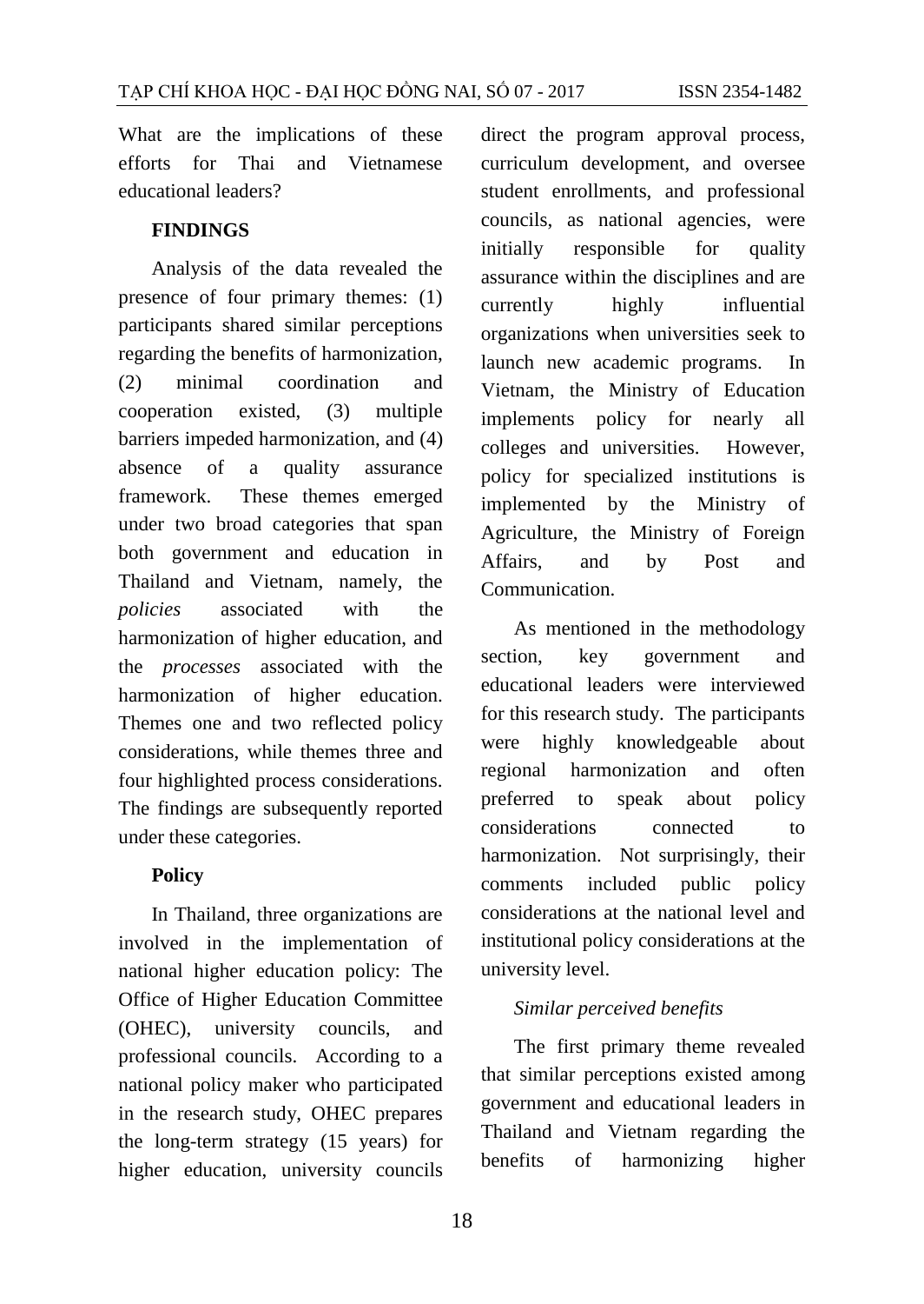What are the implications of these efforts for Thai and Vietnamese educational leaders?

## FINDINGS

Analysis of the data revealed the presence of four primary themes: (1) participants shared similar perceptions regarding the benefits of harmonization, (2) minimal coordination and cooperation existed, (3) multiple barriers impeded harmonization, and (4) absence of a quality assurance framework. These themes emerged under two broad categories that span both government and education in Thailand and Vietnam, namely, the *policies* associated with the harmonization of higher education, and the *processes* associated with the harmonization of higher education. Themes one and two reflected policy considerations, while themes three and four highlighted process considerations. The findings are subsequently reported under these categories.

### Policy

In Thailand, three organizations are involved in the implementation of national higher education policy: The Office of Higher Education Committee (OHEC), university councils, and professional councils. According to a national policy maker who participated in the research study, OHEC prepares the long-term strategy (15 years) for higher education, university councils direct the program approval process, curriculum development, and oversee student enrollments, and professional councils, as national agencies, were initially responsible for quality assurance within the disciplines and are currently highly influential organizations when universities seek to launch new academic programs. In Vietnam, the Ministry of Education implements policy for nearly all colleges and universities. However, policy for specialized institutions is implemented by the Ministry of Agriculture, the Ministry of Foreign Affairs, and by Post and Communication.

As mentioned in the methodology section, key government and educational leaders were interviewed for this research study. The participants were highly knowledgeable about regional harmonization and often preferred to speak about policy considerations connected to harmonization. Not surprisingly, their comments included public policy considerations at the national level and institutional policy considerations at the university level.

#### *Similar perceived benefits*

The first primary theme revealed that similar perceptions existed among government and educational leaders in Thailand and Vietnam regarding the benefits of harmonizing higher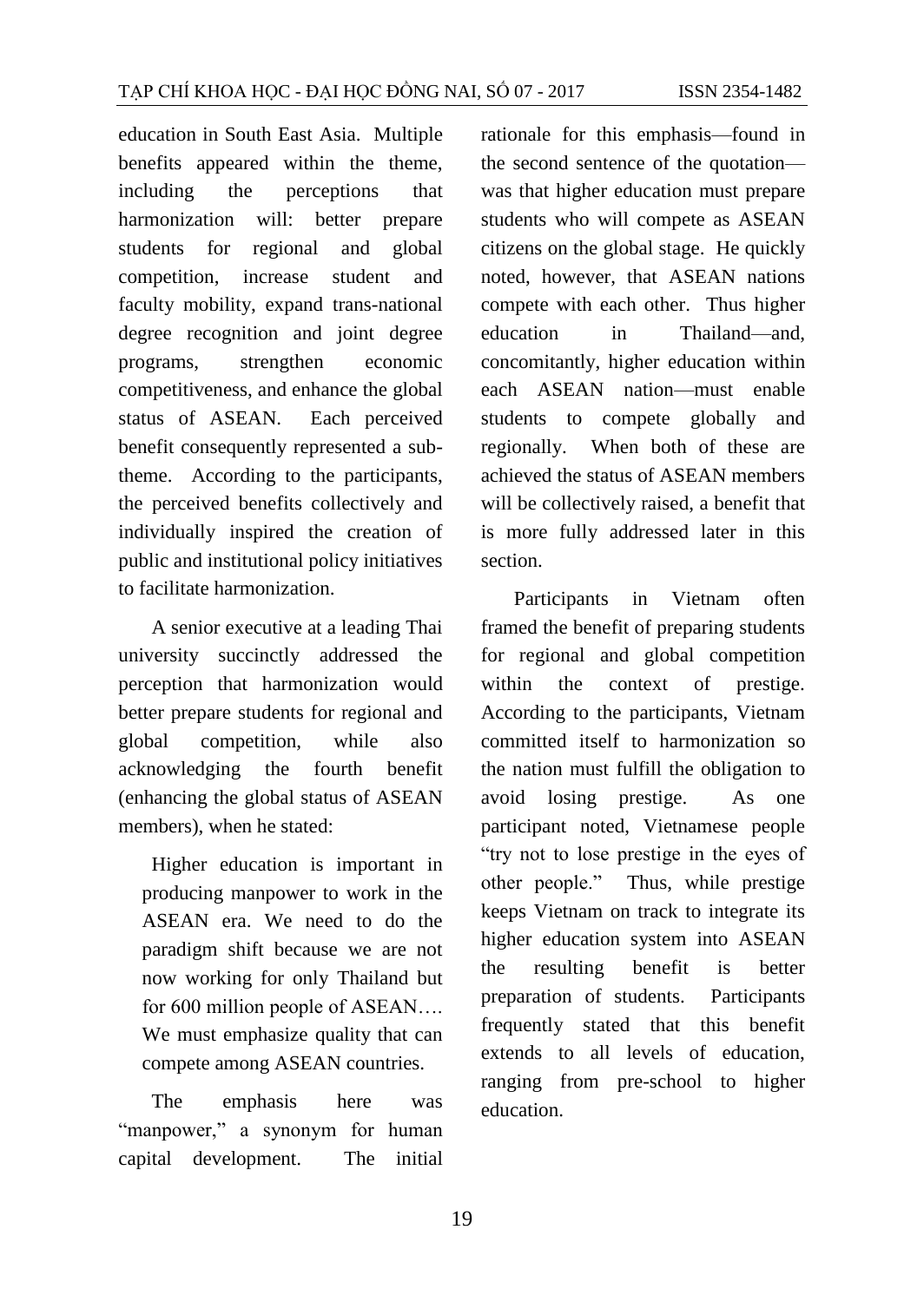education in South East Asia. Multiple benefits appeared within the theme, including the perceptions that harmonization will: better prepare students for regional and global competition, increase student and faculty mobility, expand trans-national degree recognition and joint degree programs, strengthen economic competitiveness, and enhance the global status of ASEAN. Each perceived benefit consequently represented a sub-theme. According to the participants, the perceived benefits collectively and individually inspired the creation of public and institutional policy initiatives to facilitate harmonization.

A senior executive at a leading Thai university succinctly addressed the perception that harmonization would better prepare students for regional and global competition, while also acknowledging the fourth benefit (enhancing the global status of ASEAN members), when he stated:

> Higher education is important in producing manpower to work in the ASEAN era. We need to do the paradigm shift because we are not now working for only Thailand but for 600 million people of ASEAN…. We must emphasize quality that can compete among ASEAN countries.

The emphasis here was "manpower," a synonym for human capital development. The initial rationale for this emphasis—found in the second sentence of the quotation—was that higher education must prepare students who will compete as ASEAN citizens on the global stage. He quickly noted, however, that ASEAN nations compete with each other. Thus higher education in Thailand—and, concomitantly, higher education within each ASEAN nation—must enable students to compete globally and regionally. When both of these are achieved the status of ASEAN members will be collectively raised, a benefit that is more fully addressed later in this section.

Participants in Vietnam often framed the benefit of preparing students for regional and global competition within the context of prestige. According to the participants, Vietnam committed itself to harmonization so the nation must fulfill the obligation to avoid losing prestige. As one participant noted, Vietnamese people "try not to lose prestige in the eyes of other people." Thus, while prestige keeps Vietnam on track to integrate its higher education system into ASEAN the resulting benefit is better preparation of students. Participants frequently stated that this benefit extends to all levels of education, ranging from pre-school to higher education.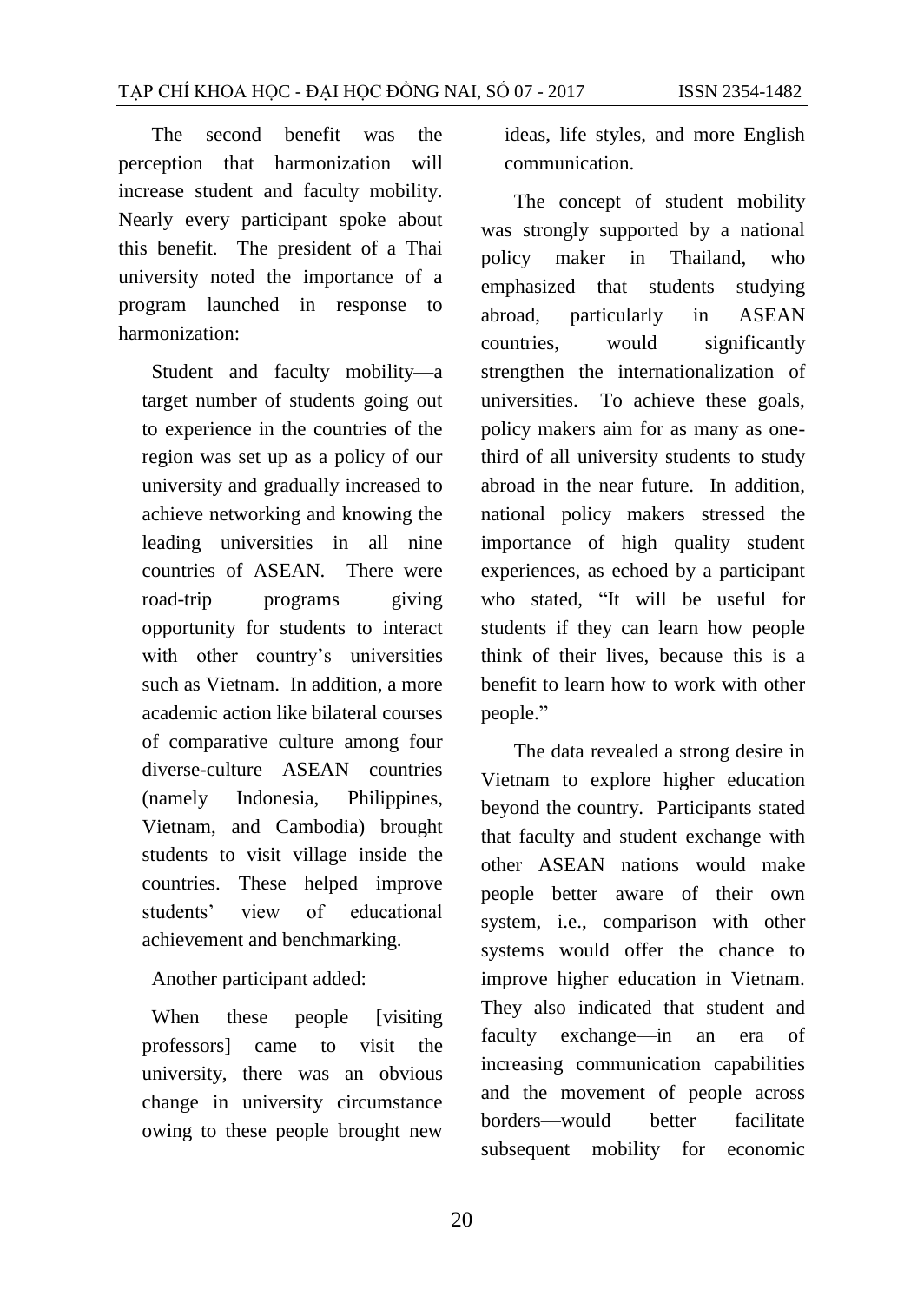The second benefit was the perception that harmonization will increase student and faculty mobility. Nearly every participant spoke about this benefit. The president of a Thai university noted the importance of a program launched in response to harmonization:

> Student and faculty mobility—a target number of students going out to experience in the countries of the region was set up as a policy of our university and gradually increased to achieve networking and knowing the leading universities in all nine countries of ASEAN. There were road-trip programs giving opportunity for students to interact with other country's universities such as Vietnam. In addition, a more academic action like bilateral courses of comparative culture among four diverse-culture ASEAN countries (namely Indonesia, Philippines, Vietnam, and Cambodia) brought students to visit village inside the countries. These helped improve students' view of educational achievement and benchmarking.

Another participant added:

> When these people [visiting professors] came to visit the university, there was an obvious change in university circumstance owing to these people brought new ideas, life styles, and more English communication.

The concept of student mobility was strongly supported by a national policy maker in Thailand, who emphasized that students studying abroad, particularly in ASEAN countries, would significantly strengthen the internationalization of universities. To achieve these goals, policy makers aim for as many as one-third of all university students to study abroad in the near future. In addition, national policy makers stressed the importance of high quality student experiences, as echoed by a participant who stated, "It will be useful for students if they can learn how people think of their lives, because this is a benefit to learn how to work with other people."

The data revealed a strong desire in Vietnam to explore higher education beyond the country. Participants stated that faculty and student exchange with other ASEAN nations would make people better aware of their own system, i.e., comparison with other systems would offer the chance to improve higher education in Vietnam. They also indicated that student and faculty exchange—in an era of increasing communication capabilities and the movement of people across borders—would better facilitate subsequent mobility for economic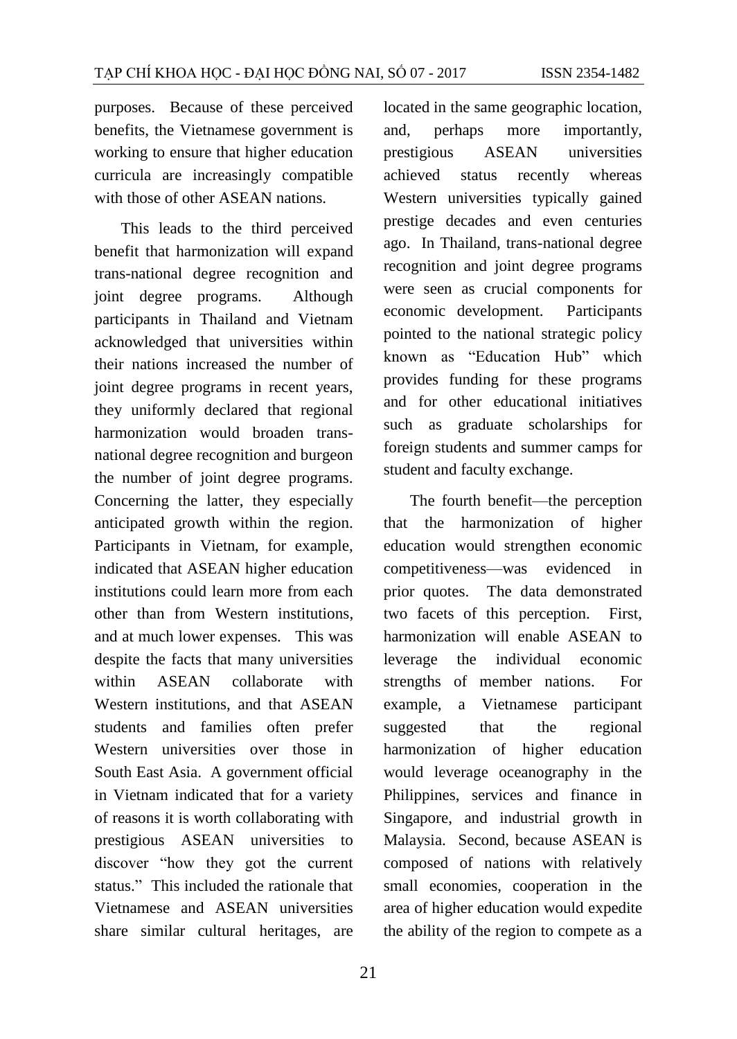purposes. Because of these perceived benefits, the Vietnamese government is working to ensure that higher education curricula are increasingly compatible with those of other ASEAN nations.

This leads to the third perceived benefit that harmonization will expand trans-national degree recognition and joint degree programs. Although participants in Thailand and Vietnam acknowledged that universities within their nations increased the number of joint degree programs in recent years, they uniformly declared that regional harmonization would broaden trans-national degree recognition and burgeon the number of joint degree programs. Concerning the latter, they especially anticipated growth within the region. Participants in Vietnam, for example, indicated that ASEAN higher education institutions could learn more from each other than from Western institutions, and at much lower expenses. This was despite the facts that many universities within ASEAN collaborate with Western institutions, and that ASEAN students and families often prefer Western universities over those in South East Asia. A government official in Vietnam indicated that for a variety of reasons it is worth collaborating with prestigious ASEAN universities to discover "how they got the current status." This included the rationale that Vietnamese and ASEAN universities share similar cultural heritages, are located in the same geographic location, and, perhaps more importantly, prestigious ASEAN universities achieved status recently whereas Western universities typically gained prestige decades and even centuries ago. In Thailand, trans-national degree recognition and joint degree programs were seen as crucial components for economic development. Participants pointed to the national strategic policy known as "Education Hub" which provides funding for these programs and for other educational initiatives such as graduate scholarships for foreign students and summer camps for student and faculty exchange.

The fourth benefit—the perception that the harmonization of higher education would strengthen economic competitiveness—was evidenced in prior quotes. The data demonstrated two facets of this perception. First, harmonization will enable ASEAN to leverage the individual economic strengths of member nations. For example, a Vietnamese participant suggested that the regional harmonization of higher education would leverage oceanography in the Philippines, services and finance in Singapore, and industrial growth in Malaysia. Second, because ASEAN is composed of nations with relatively small economies, cooperation in the area of higher education would expedite the ability of the region to compete as a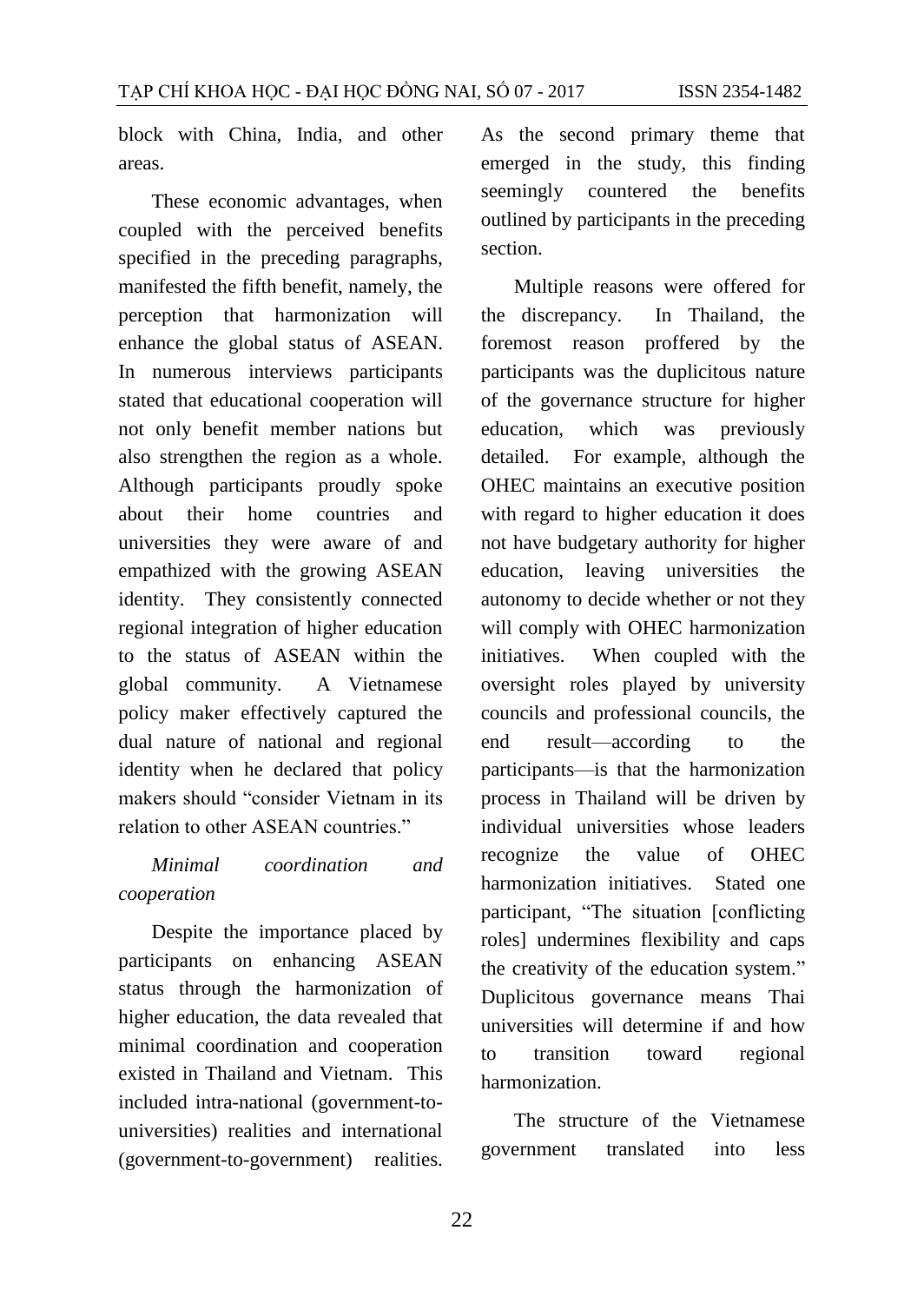block with China, India, and other areas.

These economic advantages, when coupled with the perceived benefits specified in the preceding paragraphs, manifested the fifth benefit, namely, the perception that harmonization will enhance the global status of ASEAN. In numerous interviews participants stated that educational cooperation will not only benefit member nations but also strengthen the region as a whole. Although participants proudly spoke about their home countries and universities they were aware of and empathized with the growing ASEAN identity. They consistently connected regional integration of higher education to the status of ASEAN within the global community. A Vietnamese policy maker effectively captured the dual nature of national and regional identity when he declared that policy makers should "consider Vietnam in its relation to other ASEAN countries."

*Minimal coordination and cooperation*

Despite the importance placed by participants on enhancing ASEAN status through the harmonization of higher education, the data revealed that minimal coordination and cooperation existed in Thailand and Vietnam. This included intra-national (government-to-universities) realities and international (government-to-government) realities. As the second primary theme that emerged in the study, this finding seemingly countered the benefits outlined by participants in the preceding section.

Multiple reasons were offered for the discrepancy. In Thailand, the foremost reason proffered by the participants was the duplicitous nature of the governance structure for higher education, which was previously detailed. For example, although the OHEC maintains an executive position with regard to higher education it does not have budgetary authority for higher education, leaving universities the autonomy to decide whether or not they will comply with OHEC harmonization initiatives. When coupled with the oversight roles played by university councils and professional councils, the end result—according to the participants—is that the harmonization process in Thailand will be driven by individual universities whose leaders recognize the value of OHEC harmonization initiatives. Stated one participant, "The situation [conflicting roles] undermines flexibility and caps the creativity of the education system." Duplicitous governance means Thai universities will determine if and how to transition toward regional harmonization.

The structure of the Vietnamese government translated into less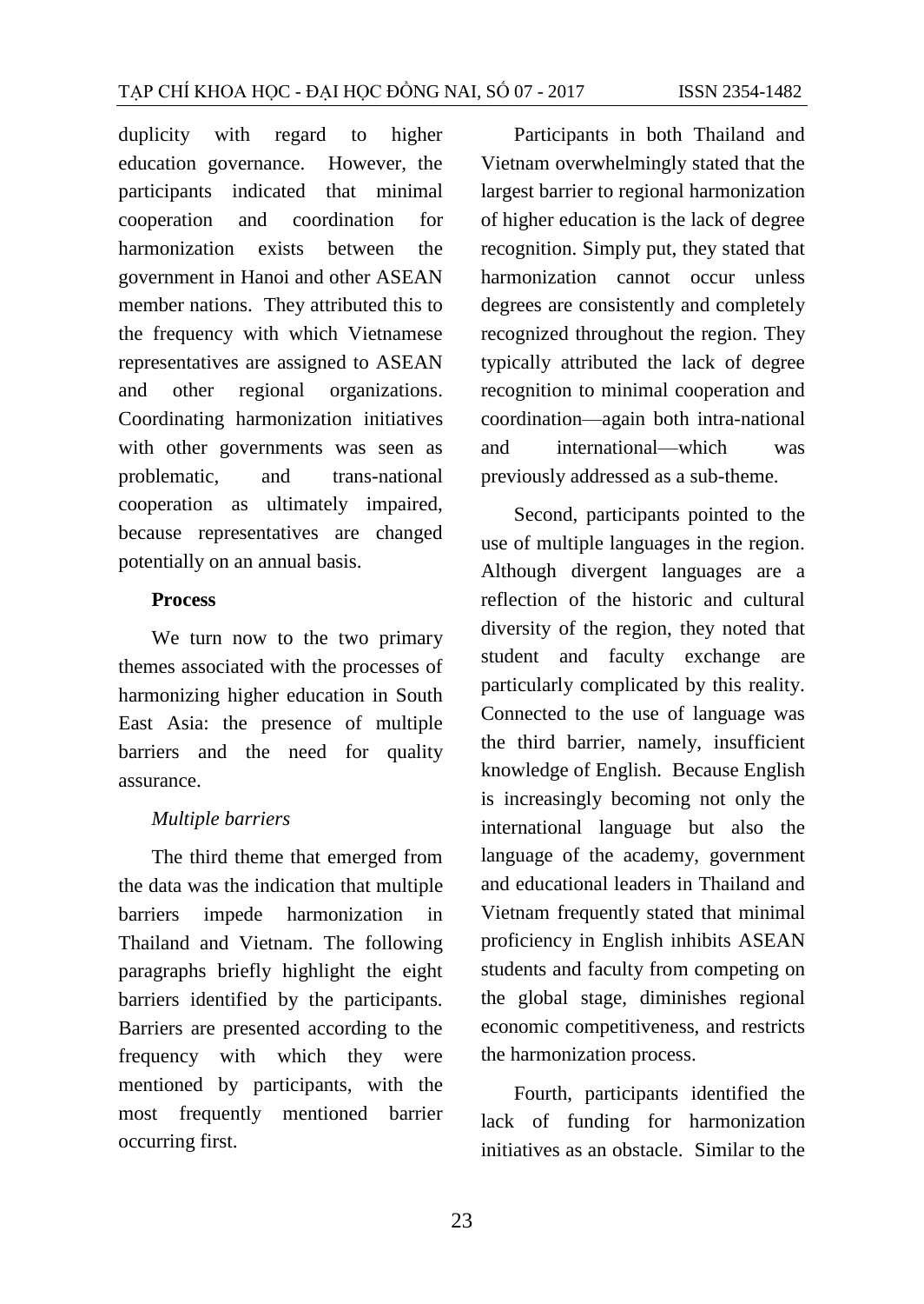duplicity with regard to higher education governance. However, the participants indicated that minimal cooperation and coordination for harmonization exists between the government in Hanoi and other ASEAN member nations. They attributed this to the frequency with which Vietnamese representatives are assigned to ASEAN and other regional organizations. Coordinating harmonization initiatives with other governments was seen as problematic, and trans-national cooperation as ultimately impaired, because representatives are changed potentially on an annual basis.

**Process**

We turn now to the two primary themes associated with the processes of harmonizing higher education in South East Asia: the presence of multiple barriers and the need for quality assurance.

*Multiple barriers*

The third theme that emerged from the data was the indication that multiple barriers impede harmonization in Thailand and Vietnam. The following paragraphs briefly highlight the eight barriers identified by the participants. Barriers are presented according to the frequency with which they were mentioned by participants, with the most frequently mentioned barrier occurring first.

Participants in both Thailand and Vietnam overwhelmingly stated that the largest barrier to regional harmonization of higher education is the lack of degree recognition. Simply put, they stated that harmonization cannot occur unless degrees are consistently and completely recognized throughout the region. They typically attributed the lack of degree recognition to minimal cooperation and coordination—again both intra-national and international—which was previously addressed as a sub-theme.

Second, participants pointed to the use of multiple languages in the region. Although divergent languages are a reflection of the historic and cultural diversity of the region, they noted that student and faculty exchange are particularly complicated by this reality. Connected to the use of language was the third barrier, namely, insufficient knowledge of English. Because English is increasingly becoming not only the international language but also the language of the academy, government and educational leaders in Thailand and Vietnam frequently stated that minimal proficiency in English inhibits ASEAN students and faculty from competing on the global stage, diminishes regional economic competitiveness, and restricts the harmonization process.

Fourth, participants identified the lack of funding for harmonization initiatives as an obstacle. Similar to the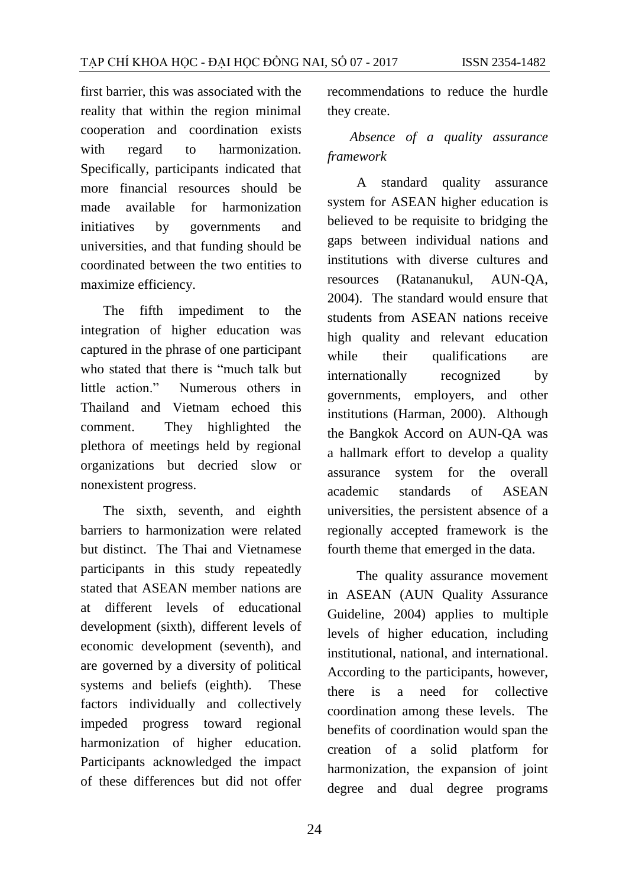first barrier, this was associated with the reality that within the region minimal cooperation and coordination exists with regard to harmonization. Specifically, participants indicated that more financial resources should be made available for harmonization initiatives by governments and universities, and that funding should be coordinated between the two entities to maximize efficiency.

The fifth impediment to the integration of higher education was captured in the phrase of one participant who stated that there is "much talk but little action." Numerous others in Thailand and Vietnam echoed this comment. They highlighted the plethora of meetings held by regional organizations but decried slow or nonexistent progress.

The sixth, seventh, and eighth barriers to harmonization were related but distinct. The Thai and Vietnamese participants in this study repeatedly stated that ASEAN member nations are at different levels of educational development (sixth), different levels of economic development (seventh), and are governed by a diversity of political systems and beliefs (eighth). These factors individually and collectively impeded progress toward regional harmonization of higher education. Participants acknowledged the impact of these differences but did not offer recommendations to reduce the hurdle they create.

*Absence of a quality assurance framework*

A standard quality assurance system for ASEAN higher education is believed to be requisite to bridging the gaps between individual nations and institutions with diverse cultures and resources (Ratananukul, AUN-QA, 2004). The standard would ensure that students from ASEAN nations receive high quality and relevant education while their qualifications are internationally recognized by governments, employers, and other institutions (Harman, 2000). Although the Bangkok Accord on AUN-QA was a hallmark effort to develop a quality assurance system for the overall academic standards of ASEAN universities, the persistent absence of a regionally accepted framework is the fourth theme that emerged in the data.

The quality assurance movement in ASEAN (AUN Quality Assurance Guideline, 2004) applies to multiple levels of higher education, including institutional, national, and international. According to the participants, however, there is a need for collective coordination among these levels. The benefits of coordination would span the creation of a solid platform for harmonization, the expansion of joint degree and dual degree programs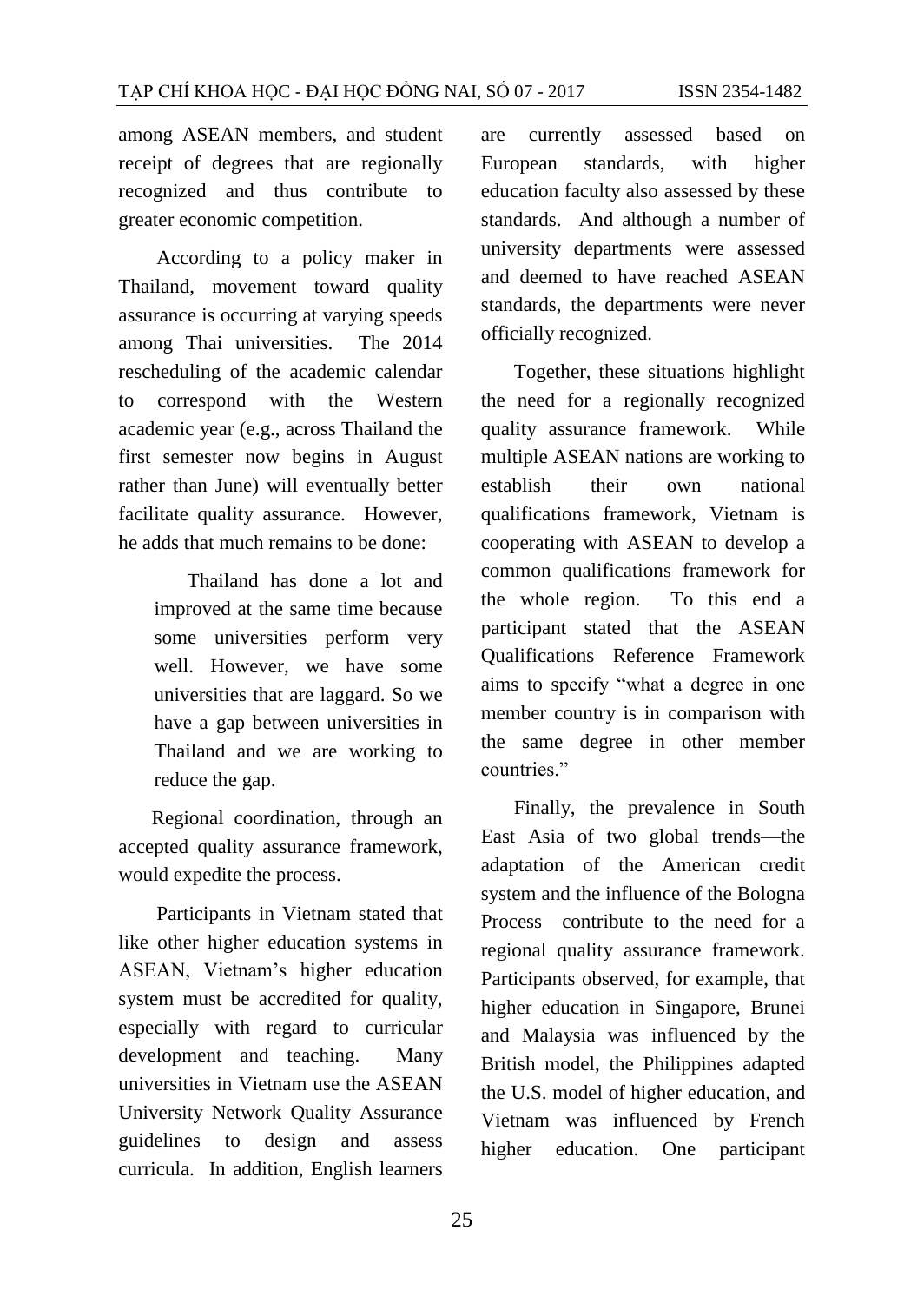among ASEAN members, and student receipt of degrees that are regionally recognized and thus contribute to greater economic competition.

According to a policy maker in Thailand, movement toward quality assurance is occurring at varying speeds among Thai universities. The 2014 rescheduling of the academic calendar to correspond with the Western academic year (e.g., across Thailand the first semester now begins in August rather than June) will eventually better facilitate quality assurance. However, he adds that much remains to be done:

> Thailand has done a lot and improved at the same time because some universities perform very well. However, we have some universities that are laggard. So we have a gap between universities in Thailand and we are working to reduce the gap.

Regional coordination, through an accepted quality assurance framework, would expedite the process.

Participants in Vietnam stated that like other higher education systems in ASEAN, Vietnam's higher education system must be accredited for quality, especially with regard to curricular development and teaching. Many universities in Vietnam use the ASEAN University Network Quality Assurance guidelines to design and assess curricula. In addition, English learners are currently assessed based on European standards, with higher education faculty also assessed by these standards. And although a number of university departments were assessed and deemed to have reached ASEAN standards, the departments were never officially recognized.

Together, these situations highlight the need for a regionally recognized quality assurance framework. While multiple ASEAN nations are working to establish their own national qualifications framework, Vietnam is cooperating with ASEAN to develop a common qualifications framework for the whole region. To this end a participant stated that the ASEAN Qualifications Reference Framework aims to specify "what a degree in one member country is in comparison with the same degree in other member countries."

Finally, the prevalence in South East Asia of two global trends—the adaptation of the American credit system and the influence of the Bologna Process—contribute to the need for a regional quality assurance framework. Participants observed, for example, that higher education in Singapore, Brunei and Malaysia was influenced by the British model, the Philippines adapted the U.S. model of higher education, and Vietnam was influenced by French higher education. One participant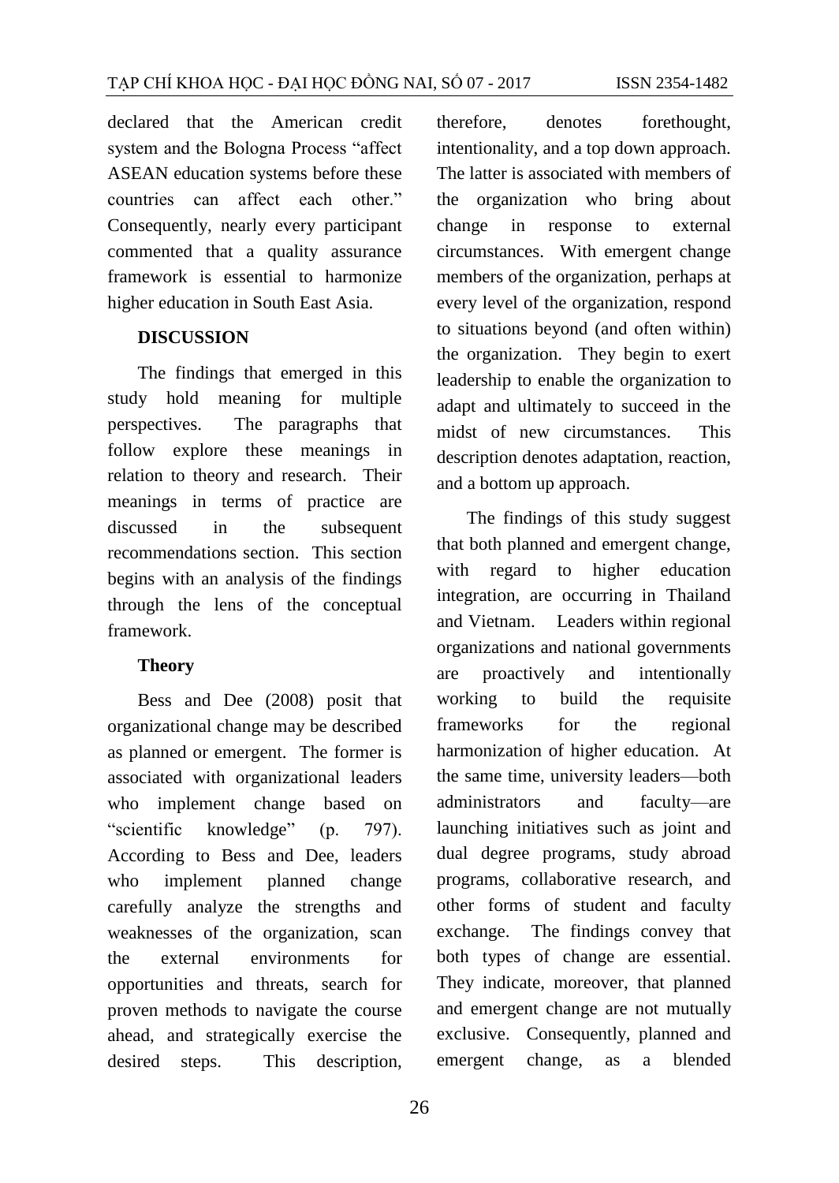declared that the American credit system and the Bologna Process "affect ASEAN education systems before these countries can affect each other." Consequently, nearly every participant commented that a quality assurance framework is essential to harmonize higher education in South East Asia.

## DISCUSSION

The findings that emerged in this study hold meaning for multiple perspectives. The paragraphs that follow explore these meanings in relation to theory and research. Their meanings in terms of practice are discussed in the subsequent recommendations section. This section begins with an analysis of the findings through the lens of the conceptual framework.

### Theory

Bess and Dee (2008) posit that organizational change may be described as planned or emergent. The former is associated with organizational leaders who implement change based on "scientific knowledge" (p. 797). According to Bess and Dee, leaders who implement planned change carefully analyze the strengths and weaknesses of the organization, scan the external environments for opportunities and threats, search for proven methods to navigate the course ahead, and strategically exercise the desired steps. This description, therefore, denotes forethought, intentionality, and a top down approach. The latter is associated with members of the organization who bring about change in response to external circumstances. With emergent change members of the organization, perhaps at every level of the organization, respond to situations beyond (and often within) the organization. They begin to exert leadership to enable the organization to adapt and ultimately to succeed in the midst of new circumstances. This description denotes adaptation, reaction, and a bottom up approach.

The findings of this study suggest that both planned and emergent change, with regard to higher education integration, are occurring in Thailand and Vietnam. Leaders within regional organizations and national governments are proactively and intentionally working to build the requisite frameworks for the regional harmonization of higher education. At the same time, university leaders—both administrators and faculty—are launching initiatives such as joint and dual degree programs, study abroad programs, collaborative research, and other forms of student and faculty exchange. The findings convey that both types of change are essential. They indicate, moreover, that planned and emergent change are not mutually exclusive. Consequently, planned and emergent change, as a blended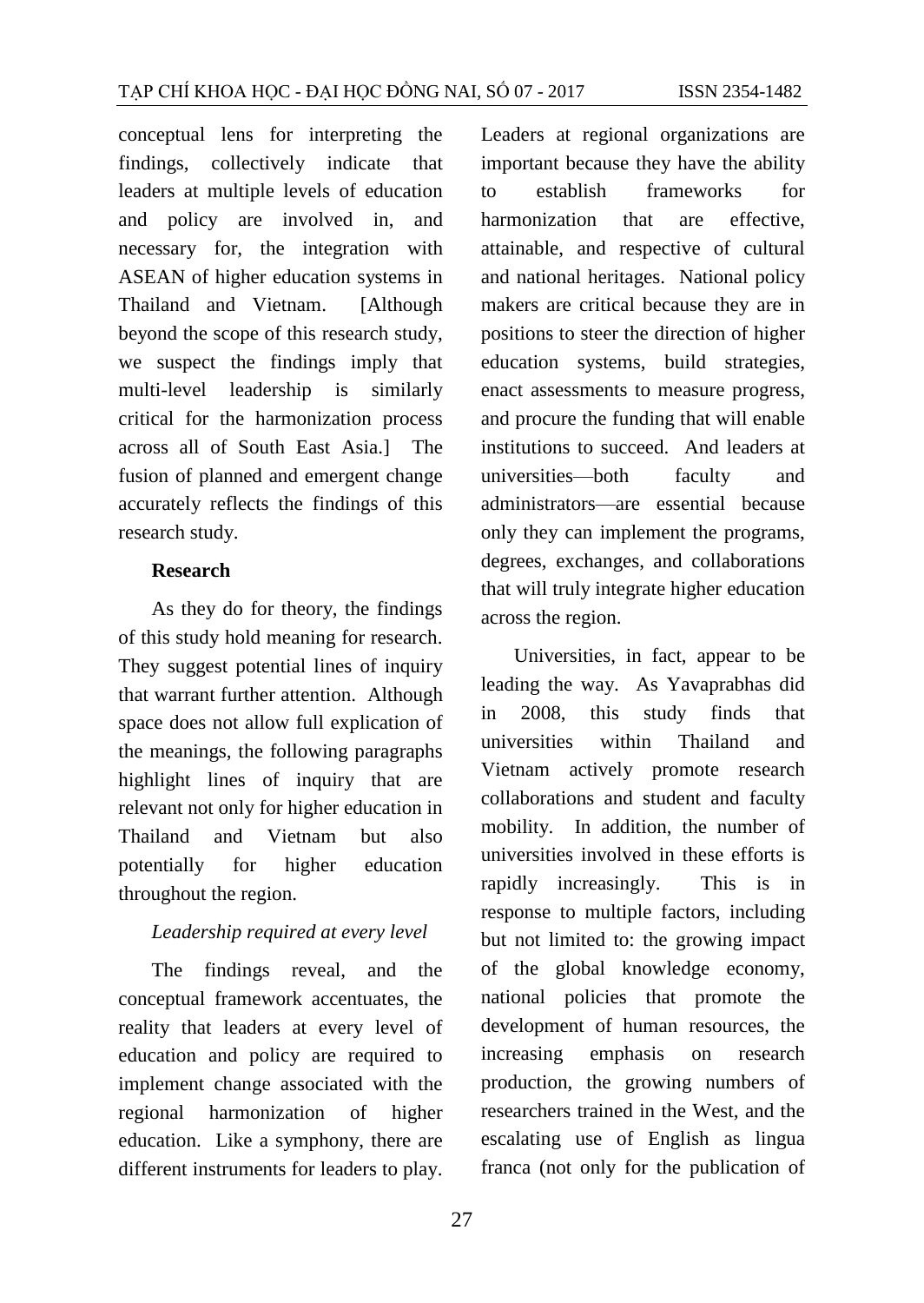conceptual lens for interpreting the findings, collectively indicate that leaders at multiple levels of education and policy are involved in, and necessary for, the integration with ASEAN of higher education systems in Thailand and Vietnam. [Although beyond the scope of this research study, we suspect the findings imply that multi-level leadership is similarly critical for the harmonization process across all of South East Asia.] The fusion of planned and emergent change accurately reflects the findings of this research study.

**Research**

As they do for theory, the findings of this study hold meaning for research. They suggest potential lines of inquiry that warrant further attention. Although space does not allow full explication of the meanings, the following paragraphs highlight lines of inquiry that are relevant not only for higher education in Thailand and Vietnam but also potentially for higher education throughout the region.

*Leadership required at every level*

The findings reveal, and the conceptual framework accentuates, the reality that leaders at every level of education and policy are required to implement change associated with the regional harmonization of higher education. Like a symphony, there are different instruments for leaders to play. Leaders at regional organizations are important because they have the ability to establish frameworks for harmonization that are effective, attainable, and respective of cultural and national heritages. National policy makers are critical because they are in positions to steer the direction of higher education systems, build strategies, enact assessments to measure progress, and procure the funding that will enable institutions to succeed. And leaders at universities—both faculty and administrators—are essential because only they can implement the programs, degrees, exchanges, and collaborations that will truly integrate higher education across the region.

Universities, in fact, appear to be leading the way. As Yavaprabhas did in 2008, this study finds that universities within Thailand and Vietnam actively promote research collaborations and student and faculty mobility. In addition, the number of universities involved in these efforts is rapidly increasingly. This is in response to multiple factors, including but not limited to: the growing impact of the global knowledge economy, national policies that promote the development of human resources, the increasing emphasis on research production, the growing numbers of researchers trained in the West, and the escalating use of English as lingua franca (not only for the publication of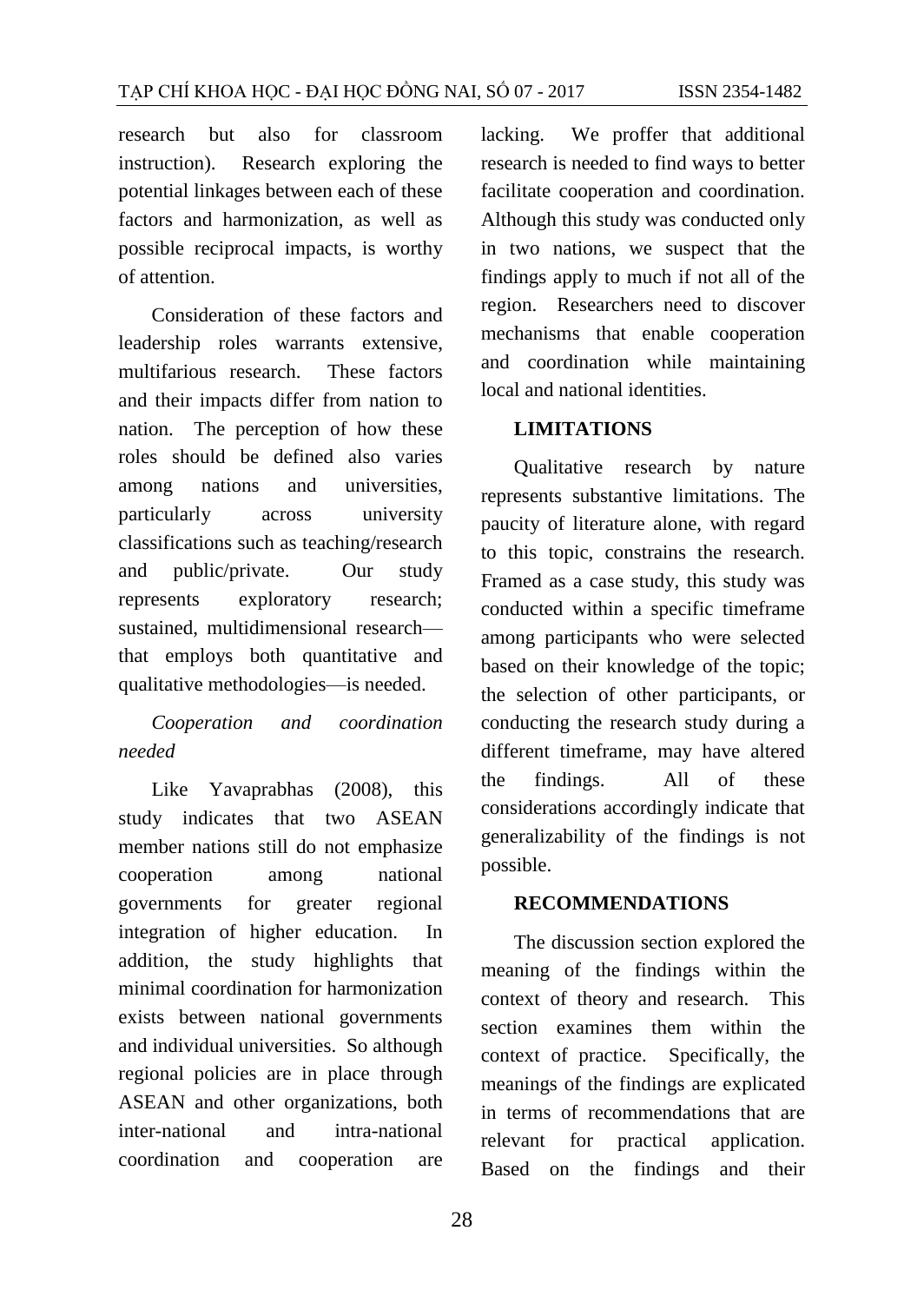research but also for classroom instruction). Research exploring the potential linkages between each of these factors and harmonization, as well as possible reciprocal impacts, is worthy of attention.

Consideration of these factors and leadership roles warrants extensive, multifarious research. These factors and their impacts differ from nation to nation. The perception of how these roles should be defined also varies among nations and universities, particularly across university classifications such as teaching/research and public/private. Our study represents exploratory research; sustained, multidimensional research—that employs both quantitative and qualitative methodologies—is needed.

*Cooperation and coordination needed*

Like Yavaprabhas (2008), this study indicates that two ASEAN member nations still do not emphasize cooperation among national governments for greater regional integration of higher education. In addition, the study highlights that minimal coordination for harmonization exists between national governments and individual universities. So although regional policies are in place through ASEAN and other organizations, both inter-national and intra-national coordination and cooperation are lacking. We proffer that additional research is needed to find ways to better facilitate cooperation and coordination. Although this study was conducted only in two nations, we suspect that the findings apply to much if not all of the region. Researchers need to discover mechanisms that enable cooperation and coordination while maintaining local and national identities.

**LIMITATIONS**

Qualitative research by nature represents substantive limitations. The paucity of literature alone, with regard to this topic, constrains the research. Framed as a case study, this study was conducted within a specific timeframe among participants who were selected based on their knowledge of the topic; the selection of other participants, or conducting the research study during a different timeframe, may have altered the findings. All of these considerations accordingly indicate that generalizability of the findings is not possible.

**RECOMMENDATIONS**

The discussion section explored the meaning of the findings within the context of theory and research. This section examines them within the context of practice. Specifically, the meanings of the findings are explicated in terms of recommendations that are relevant for practical application. Based on the findings and their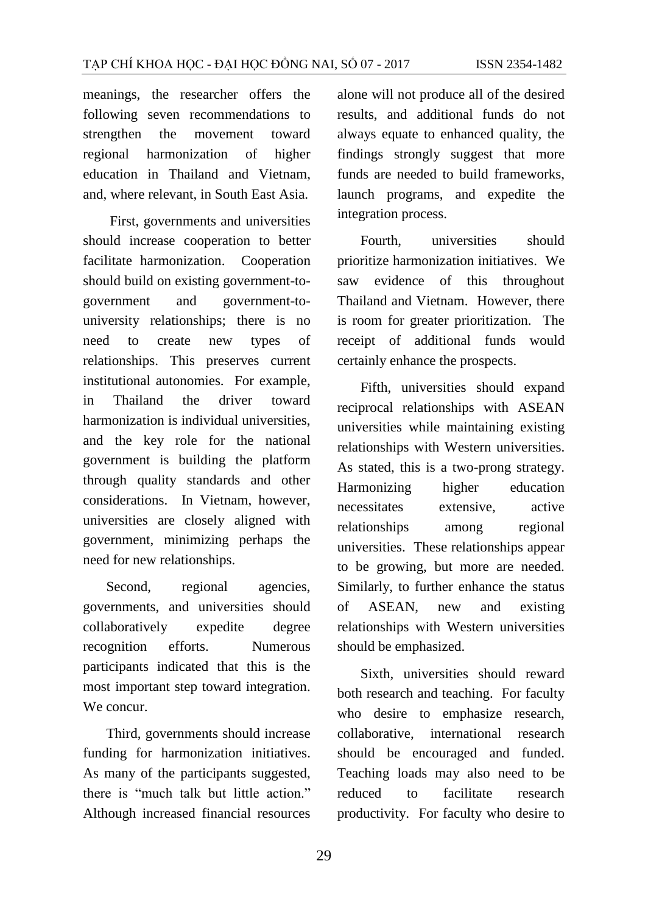meanings, the researcher offers the following seven recommendations to strengthen the movement toward regional harmonization of higher education in Thailand and Vietnam, and, where relevant, in South East Asia.

First, governments and universities should increase cooperation to better facilitate harmonization. Cooperation should build on existing government-to-government and government-to-university relationships; there is no need to create new types of relationships. This preserves current institutional autonomies. For example, in Thailand the driver toward harmonization is individual universities, and the key role for the national government is building the platform through quality standards and other considerations. In Vietnam, however, universities are closely aligned with government, minimizing perhaps the need for new relationships.

Second, regional agencies, governments, and universities should collaboratively expedite degree recognition efforts. Numerous participants indicated that this is the most important step toward integration. We concur.

Third, governments should increase funding for harmonization initiatives. As many of the participants suggested, there is "much talk but little action." Although increased financial resources alone will not produce all of the desired results, and additional funds do not always equate to enhanced quality, the findings strongly suggest that more funds are needed to build frameworks, launch programs, and expedite the integration process.

Fourth, universities should prioritize harmonization initiatives. We saw evidence of this throughout Thailand and Vietnam. However, there is room for greater prioritization. The receipt of additional funds would certainly enhance the prospects.

Fifth, universities should expand reciprocal relationships with ASEAN universities while maintaining existing relationships with Western universities. As stated, this is a two-prong strategy. Harmonizing higher education necessitates extensive, active relationships among regional universities. These relationships appear to be growing, but more are needed. Similarly, to further enhance the status of ASEAN, new and existing relationships with Western universities should be emphasized.

Sixth, universities should reward both research and teaching. For faculty who desire to emphasize research, collaborative, international research should be encouraged and funded. Teaching loads may also need to be reduced to facilitate research productivity. For faculty who desire to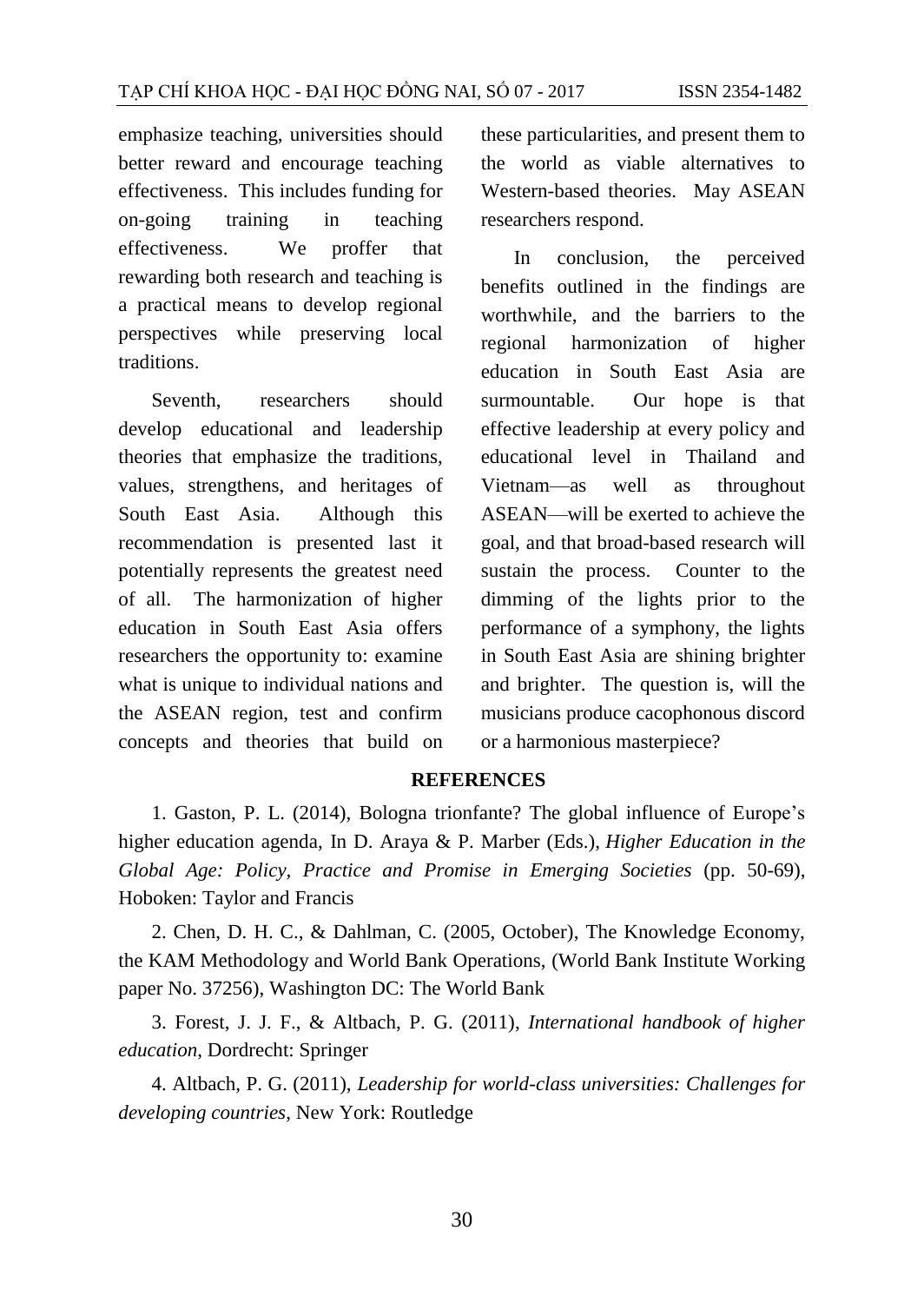emphasize teaching, universities should better reward and encourage teaching effectiveness. This includes funding for on-going training in teaching effectiveness. We proffer that rewarding both research and teaching is a practical means to develop regional perspectives while preserving local traditions.

Seventh, researchers should develop educational and leadership theories that emphasize the traditions, values, strengthens, and heritages of South East Asia. Although this recommendation is presented last it potentially represents the greatest need of all. The harmonization of higher education in South East Asia offers researchers the opportunity to: examine what is unique to individual nations and the ASEAN region, test and confirm concepts and theories that build on these particularities, and present them to the world as viable alternatives to Western-based theories. May ASEAN researchers respond.

In conclusion, the perceived benefits outlined in the findings are worthwhile, and the barriers to the regional harmonization of higher education in South East Asia are surmountable. Our hope is that effective leadership at every policy and educational level in Thailand and Vietnam—as well as throughout ASEAN—will be exerted to achieve the goal, and that broad-based research will sustain the process. Counter to the dimming of the lights prior to the performance of a symphony, the lights in South East Asia are shining brighter and brighter. The question is, will the musicians produce cacophonous discord or a harmonious masterpiece?

## REFERENCES

1. Gaston, P. L. (2014), Bologna trionfante? The global influence of Europe's higher education agenda, In D. Araya & P. Marber (Eds.), *Higher Education in the Global Age: Policy, Practice and Promise in Emerging Societies* (pp. 50-69), Hoboken: Taylor and Francis

2. Chen, D. H. C., & Dahlman, C. (2005, October), The Knowledge Economy, the KAM Methodology and World Bank Operations, (World Bank Institute Working paper No. 37256), Washington DC: The World Bank

3. Forest, J. J. F., & Altbach, P. G. (2011), *International handbook of higher education*, Dordrecht: Springer

4. Altbach, P. G. (2011), *Leadership for world-class universities: Challenges for developing countries*, New York: Routledge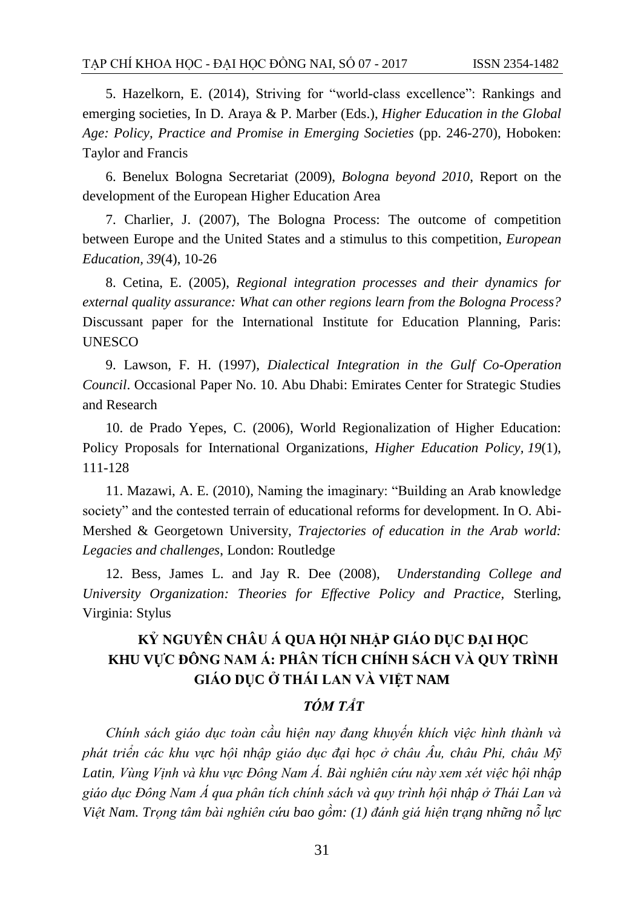5. Hazelkorn, E. (2014), Striving for "world-class excellence": Rankings and emerging societies, In D. Araya & P. Marber (Eds.), *Higher Education in the Global Age: Policy, Practice and Promise in Emerging Societies* (pp. 246-270), Hoboken: Taylor and Francis

6. Benelux Bologna Secretariat (2009), *Bologna beyond 2010*, Report on the development of the European Higher Education Area

7. Charlier, J. (2007), The Bologna Process: The outcome of competition between Europe and the United States and a stimulus to this competition, *European Education*, *39*(4), 10-26

8. Cetina, E. (2005), *Regional integration processes and their dynamics for external quality assurance: What can other regions learn from the Bologna Process?* Discussant paper for the International Institute for Education Planning, Paris: UNESCO

9. Lawson, F. H. (1997), *Dialectical Integration in the Gulf Co-Operation Council*. Occasional Paper No. 10. Abu Dhabi: Emirates Center for Strategic Studies and Research

10. de Prado Yepes, C. (2006), World Regionalization of Higher Education: Policy Proposals for International Organizations, *Higher Education Policy*, *19*(1), 111-128

11. Mazawi, A. E. (2010), Naming the imaginary: "Building an Arab knowledge society" and the contested terrain of educational reforms for development. In O. Abi-Mershed & Georgetown University, *Trajectories of education in the Arab world: Legacies and challenges*, London: Routledge

12. Bess, James L. and Jay R. Dee (2008), *Understanding College and University Organization: Theories for Effective Policy and Practice*, Sterling, Virginia: Stylus

## KỶ NGUYÊN CHÂU Á QUA HỘI NHẬP GIÁO DỤC ĐẠI HỌC KHU VỰC ĐÔNG NAM Á: PHÂN TÍCH CHÍNH SÁCH VÀ QUY TRÌNH GIÁO DỤC Ở THÁI LAN VÀ VIỆT NAM

### *TÓM TẮT*

*Chính sách giáo dục toàn cầu hiện nay đang khuyến khích việc hình thành và phát triển các khu vực hội nhập giáo dục đại học ở châu Âu, châu Phi, châu Mỹ Latin, Vùng Vịnh và khu vực Đông Nam Á. Bài nghiên cứu này xem xét việc hội nhập giáo dục Đông Nam Á qua phân tích chính sách và quy trình hội nhập ở Thái Lan và Việt Nam. Trọng tâm bài nghiên cứu bao gồm: (1) đánh giá hiện trạng những nỗ lực*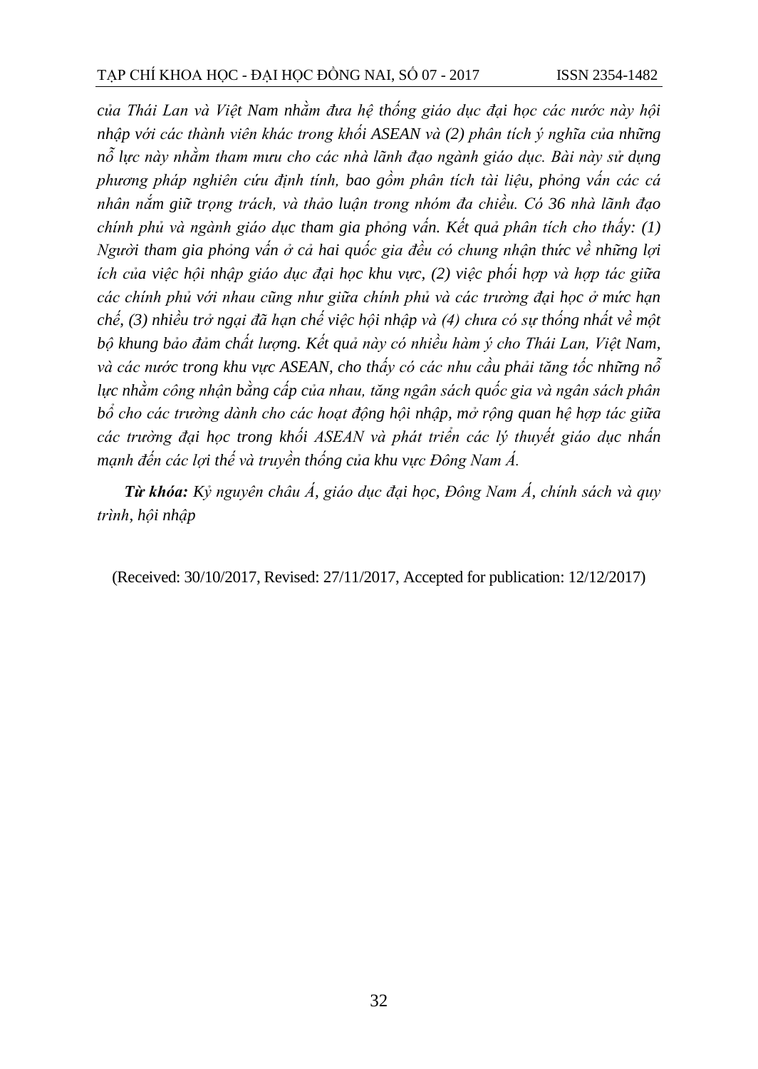*của Thái Lan và Việt Nam nhằm đưa hệ thống giáo dục đại học các nước này hội nhập với các thành viên khác trong khối ASEAN và (2) phân tích ý nghĩa của những nỗ lực này nhằm tham mưu cho các nhà lãnh đạo ngành giáo dục. Bài này sử dụng phương pháp nghiên cứu định tính, bao gồm phân tích tài liệu, phỏng vấn các cá nhân nắm giữ trọng trách, và thảo luận trong nhóm đa chiều. Có 36 nhà lãnh đạo chính phủ và ngành giáo dục tham gia phỏng vấn. Kết quả phân tích cho thấy: (1) Người tham gia phỏng vấn ở cả hai quốc gia đều có chung nhận thức về những lợi ích của việc hội nhập giáo dục đại học khu vực, (2) việc phối hợp và hợp tác giữa các chính phủ với nhau cũng như giữa chính phủ và các trường đại học ở mức hạn chế, (3) nhiều trở ngại đã hạn chế việc hội nhập và (4) chưa có sự thống nhất về một bộ khung bảo đảm chất lượng. Kết quả này có nhiều hàm ý cho Thái Lan, Việt Nam, và các nước trong khu vực ASEAN, cho thấy có các nhu cầu phải tăng tốc những nỗ lực nhằm công nhận bằng cấp của nhau, tăng ngân sách quốc gia và ngân sách phân bổ cho các trường dành cho các hoạt động hội nhập, mở rộng quan hệ hợp tác giữa các trường đại học trong khối ASEAN và phát triển các lý thuyết giáo dục nhấn mạnh đến các lợi thế và truyền thống của khu vực Đông Nam Á.*

***Từ khóa:*** *Kỷ nguyên châu Á, giáo dục đại học, Đông Nam Á, chính sách và quy trình, hội nhập*

(Received: 30/10/2017, Revised: 27/11/2017, Accepted for publication: 12/12/2017)